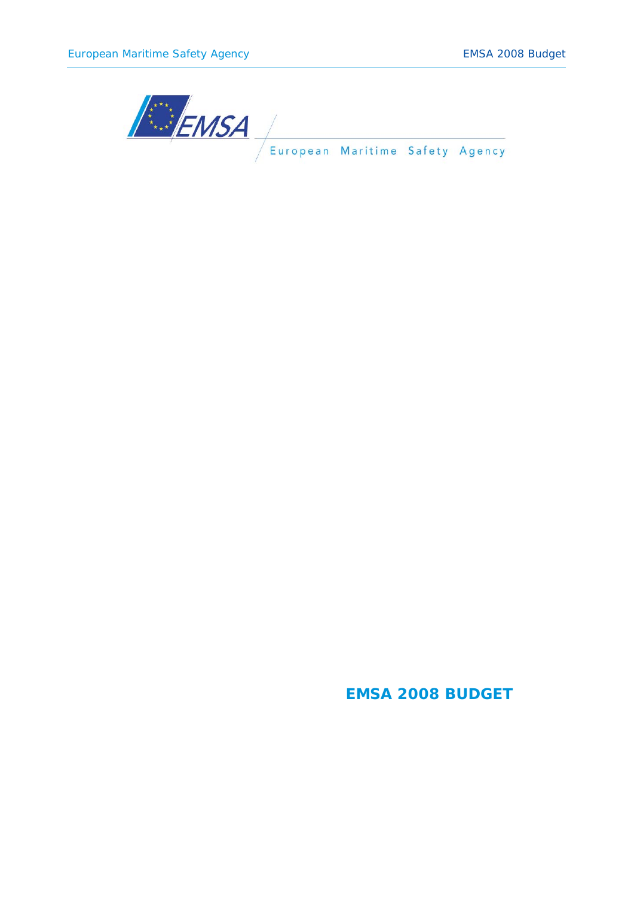EMSA

European Maritime Safety Agency

# EMSA 2008 BUDGET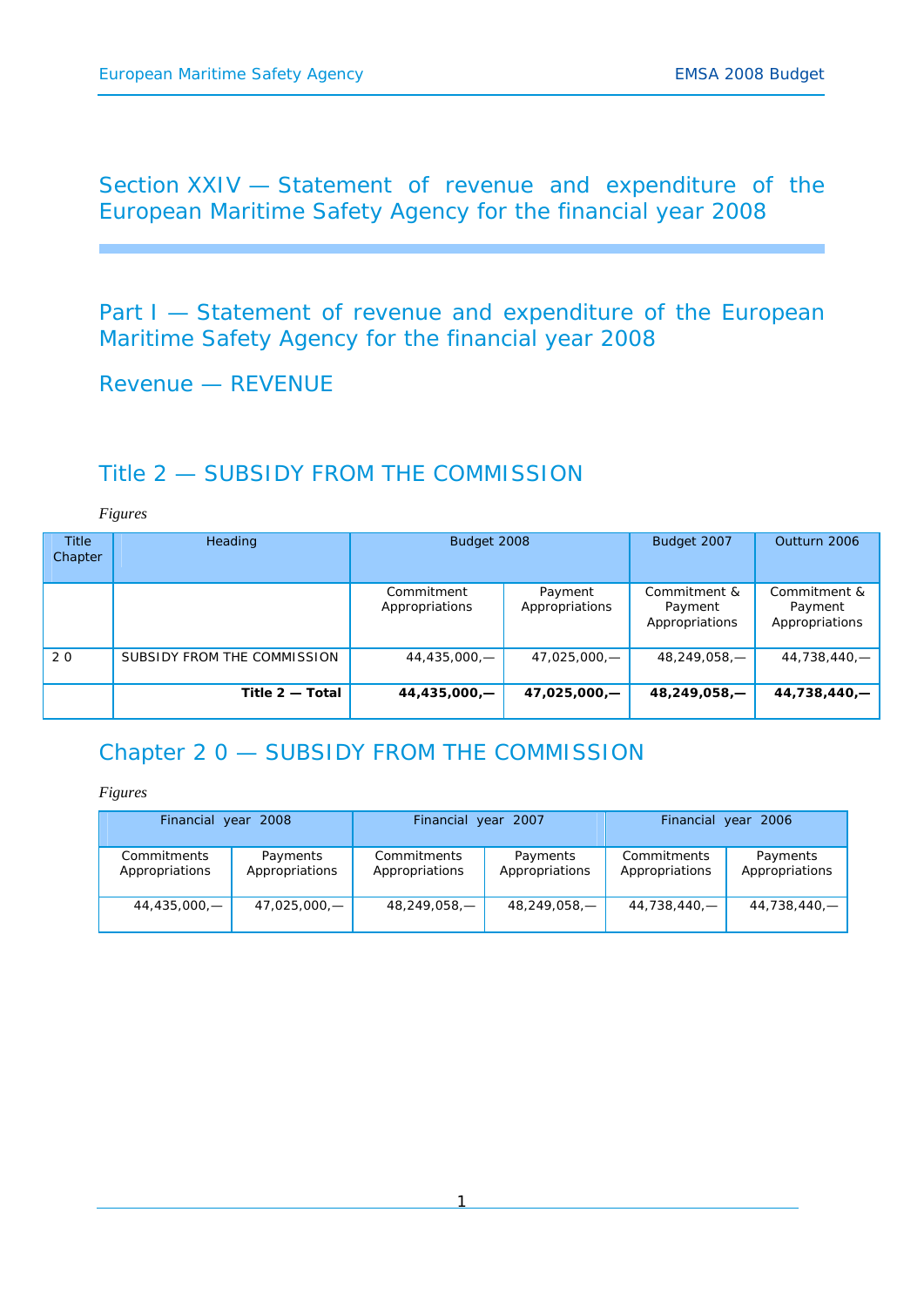# Section XXIV — Statement of revenue and expenditure of the European Maritime Safety Agency for the financial year 2008

## Part I — Statement of revenue and expenditure of the European Maritime Safety Agency for the financial year 2008

## Revenue — REVENUE

### Title 2 — SUBSIDY FROM THE COMMISSION

*Figures*

| Title Chapter | Heading | Budget 2008 | | Budget 2007 | Outturn 2006 |
|---|---|---|---|---|---|
| | | Commitment Appropriations | Payment Appropriations | Commitment & Payment Appropriations | Commitment & Payment Appropriations |
| 2 0 | SUBSIDY FROM THE COMMISSION | 44,435,000,— | 47,025,000,— | 48,249,058,— | 44,738,440,— |
| | **Title 2 — Total** | **44,435,000,—** | **47,025,000,—** | **48,249,058,—** | **44,738,440,—** |

### Chapter 2 0 — SUBSIDY FROM THE COMMISSION

*Figures*

| Financial year 2008 | | Financial year 2007 | | Financial year 2006 | |
|---|---|---|---|---|---|
| Commitments Appropriations | Payments Appropriations | Commitments Appropriations | Payments Appropriations | Commitments Appropriations | Payments Appropriations |
| 44,435,000,— | 47,025,000,— | 48,249,058,— | 48,249,058,— | 44,738,440,— | 44,738,440,— |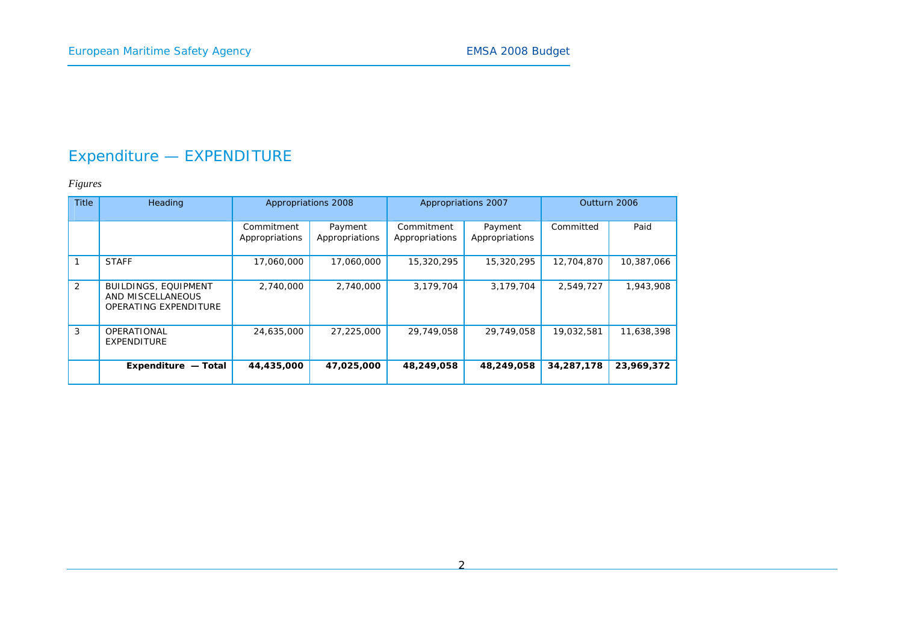## Expenditure — EXPENDITURE

*Figures*

| Title | Heading | Appropriations 2008 | | Appropriations 2007 | | Outturn 2006 | |
|---|---|---|---|---|---|---|---|
| | | Commitment Appropriations | Payment Appropriations | Commitment Appropriations | Payment Appropriations | Committed | Paid |
| 1 | STAFF | 17,060,000 | 17,060,000 | 15,320,295 | 15,320,295 | 12,704,870 | 10,387,066 |
| 2 | BUILDINGS, EQUIPMENT AND MISCELLANEOUS OPERATING EXPENDITURE | 2,740,000 | 2,740,000 | 3,179,704 | 3,179,704 | 2,549,727 | 1,943,908 |
| 3 | OPERATIONAL EXPENDITURE | 24,635,000 | 27,225,000 | 29,749,058 | 29,749,058 | 19,032,581 | 11,638,398 |
| | **Expenditure — Total** | **44,435,000** | **47,025,000** | **48,249,058** | **48,249,058** | **34,287,178** | **23,969,372** |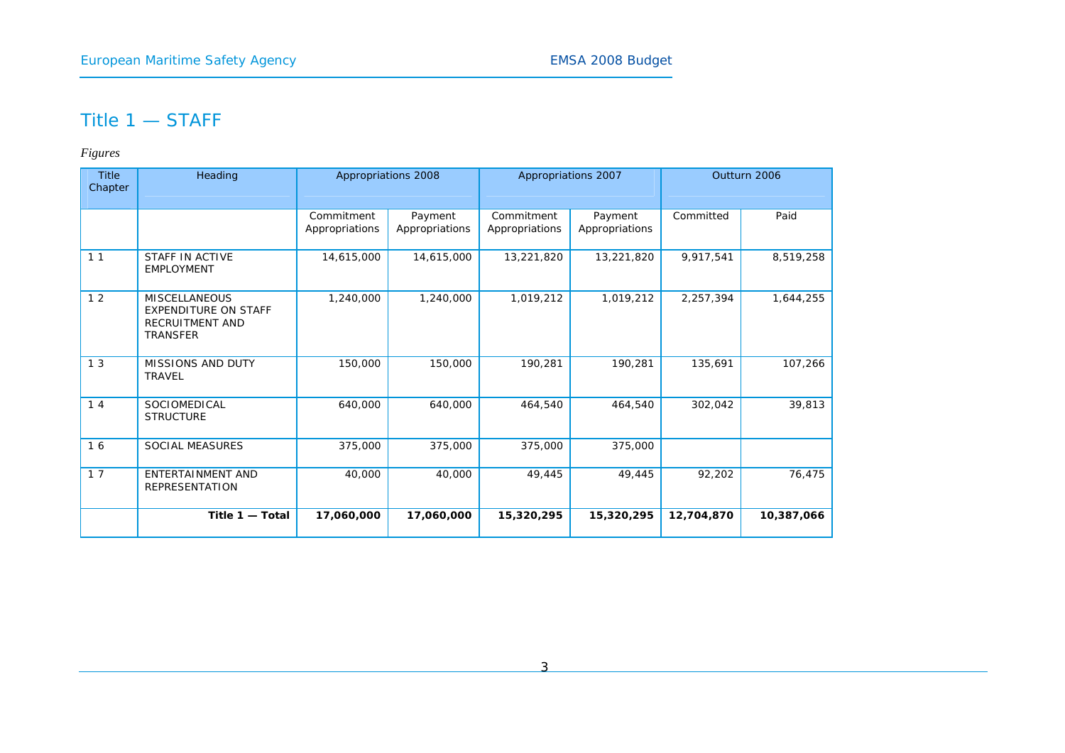# Title 1 — STAFF

*Figures*

| Title Chapter | Heading | Appropriations 2008 | | Appropriations 2007 | | Outturn 2006 | |
|---|---|---|---|---|---|---|---|
| | | Commitment Appropriations | Payment Appropriations | Commitment Appropriations | Payment Appropriations | Committed | Paid |
| 1 1 | STAFF IN ACTIVE EMPLOYMENT | 14,615,000 | 14,615,000 | 13,221,820 | 13,221,820 | 9,917,541 | 8,519,258 |
| 1 2 | MISCELLANEOUS EXPENDITURE ON STAFF RECRUITMENT AND TRANSFER | 1,240,000 | 1,240,000 | 1,019,212 | 1,019,212 | 2,257,394 | 1,644,255 |
| 1 3 | MISSIONS AND DUTY TRAVEL | 150,000 | 150,000 | 190,281 | 190,281 | 135,691 | 107,266 |
| 1 4 | SOCIOMEDICAL STRUCTURE | 640,000 | 640,000 | 464,540 | 464,540 | 302,042 | 39,813 |
| 1 6 | SOCIAL MEASURES | 375,000 | 375,000 | 375,000 | 375,000 | | |
| 1 7 | ENTERTAINMENT AND REPRESENTATION | 40,000 | 40,000 | 49,445 | 49,445 | 92,202 | 76,475 |
| | **Title 1 — Total** | **17,060,000** | **17,060,000** | **15,320,295** | **15,320,295** | **12,704,870** | **10,387,066** |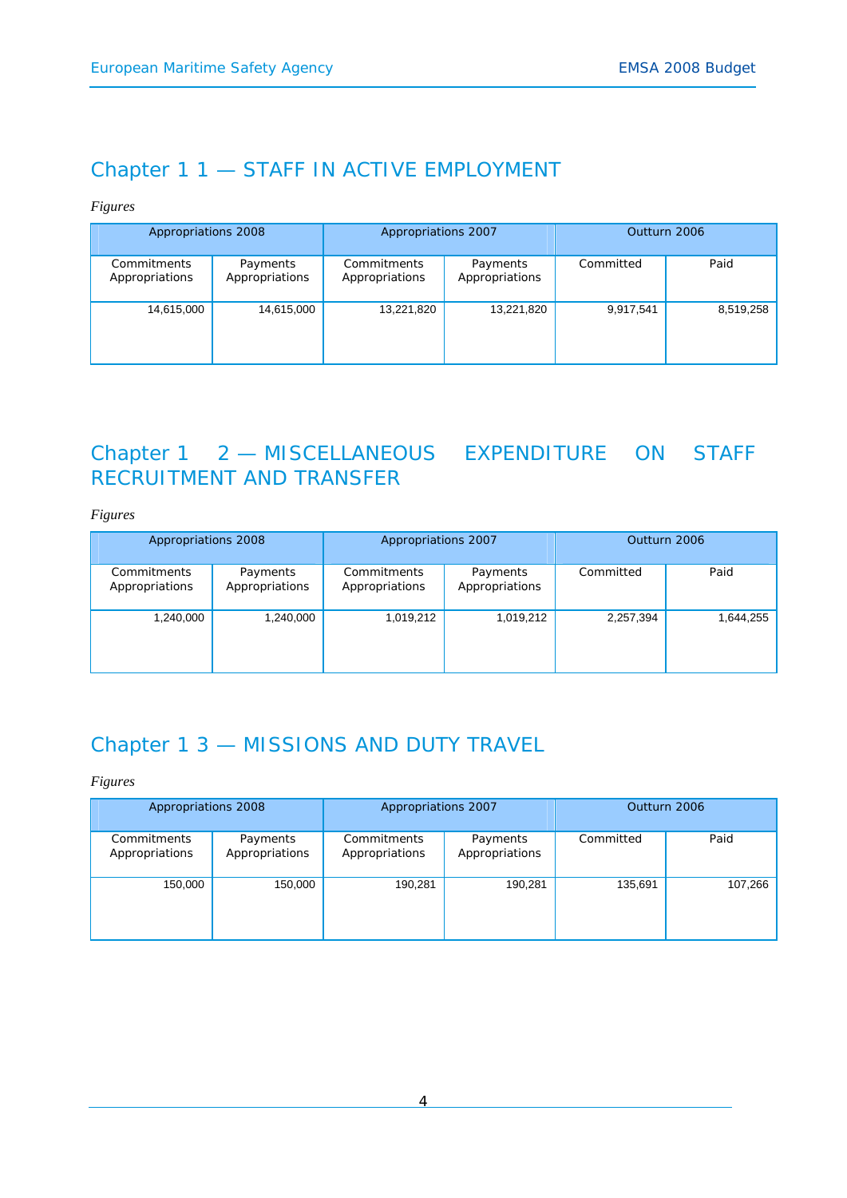## Chapter 1 1 — STAFF IN ACTIVE EMPLOYMENT

*Figures*

| Appropriations 2008 | | Appropriations 2007 | | Outturn 2006 | |
|---|---|---|---|---|---|
| Commitments Appropriations | Payments Appropriations | Commitments Appropriations | Payments Appropriations | Committed | Paid |
| 14,615,000 | 14,615,000 | 13,221,820 | 13,221,820 | 9,917,541 | 8,519,258 |

## Chapter 1 2 — MISCELLANEOUS EXPENDITURE ON STAFF RECRUITMENT AND TRANSFER

*Figures*

| Appropriations 2008 | | Appropriations 2007 | | Outturn 2006 | |
|---|---|---|---|---|---|
| Commitments Appropriations | Payments Appropriations | Commitments Appropriations | Payments Appropriations | Committed | Paid |
| 1,240,000 | 1,240,000 | 1,019,212 | 1,019,212 | 2,257,394 | 1,644,255 |

## Chapter 1 3 — MISSIONS AND DUTY TRAVEL

*Figures*

| Appropriations 2008 | | Appropriations 2007 | | Outturn 2006 | |
|---|---|---|---|---|---|
| Commitments Appropriations | Payments Appropriations | Commitments Appropriations | Payments Appropriations | Committed | Paid |
| 150,000 | 150,000 | 190,281 | 190,281 | 135,691 | 107,266 |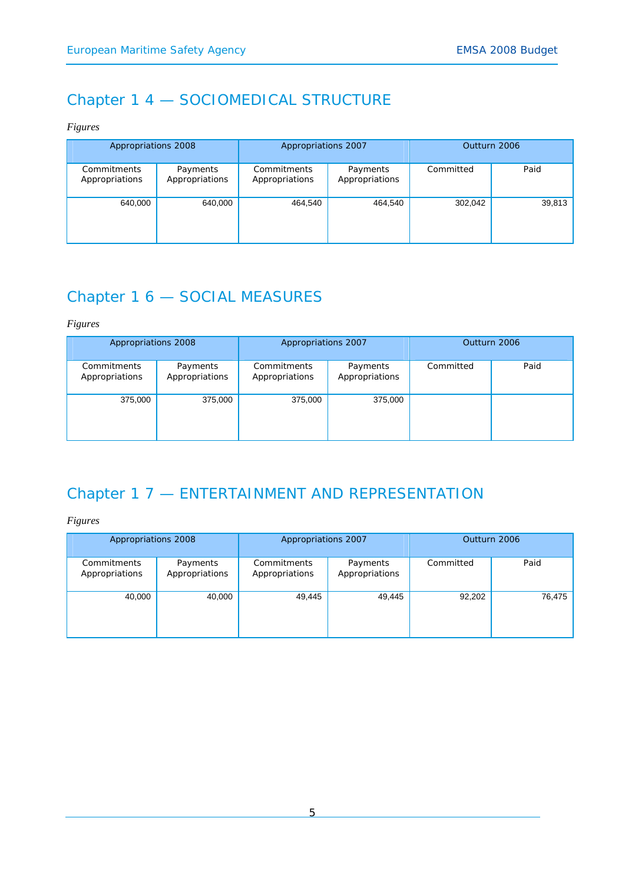## Chapter 1 4 — SOCIOMEDICAL STRUCTURE

*Figures*

| Appropriations 2008 | | Appropriations 2007 | | Outturn 2006 | |
|---|---|---|---|---|---|
| Commitments Appropriations | Payments Appropriations | Commitments Appropriations | Payments Appropriations | Committed | Paid |
| 640,000 | 640,000 | 464,540 | 464,540 | 302,042 | 39,813 |

## Chapter 1 6 — SOCIAL MEASURES

*Figures*

| Appropriations 2008 | | Appropriations 2007 | | Outturn 2006 | |
|---|---|---|---|---|---|
| Commitments Appropriations | Payments Appropriations | Commitments Appropriations | Payments Appropriations | Committed | Paid |
| 375,000 | 375,000 | 375,000 | 375,000 | | |

## Chapter 1 7 — ENTERTAINMENT AND REPRESENTATION

*Figures*

| Appropriations 2008 | | Appropriations 2007 | | Outturn 2006 | |
|---|---|---|---|---|---|
| Commitments Appropriations | Payments Appropriations | Commitments Appropriations | Payments Appropriations | Committed | Paid |
| 40,000 | 40,000 | 49,445 | 49,445 | 92,202 | 76,475 |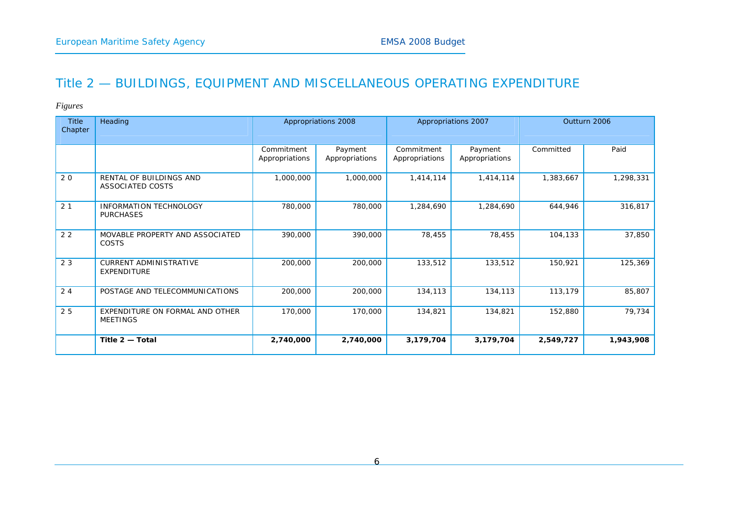# Title 2 — BUILDINGS, EQUIPMENT AND MISCELLANEOUS OPERATING EXPENDITURE

*Figures*

| Title Chapter | Heading | Appropriations 2008 | | Appropriations 2007 | | Outturn 2006 | |
|---|---|---|---|---|---|---|---|
| | | Commitment Appropriations | Payment Appropriations | Commitment Appropriations | Payment Appropriations | Committed | Paid |
| 2 0 | RENTAL OF BUILDINGS AND ASSOCIATED COSTS | 1,000,000 | 1,000,000 | 1,414,114 | 1,414,114 | 1,383,667 | 1,298,331 |
| 2 1 | INFORMATION TECHNOLOGY PURCHASES | 780,000 | 780,000 | 1,284,690 | 1,284,690 | 644,946 | 316,817 |
| 2 2 | MOVABLE PROPERTY AND ASSOCIATED COSTS | 390,000 | 390,000 | 78,455 | 78,455 | 104,133 | 37,850 |
| 2 3 | CURRENT ADMINISTRATIVE EXPENDITURE | 200,000 | 200,000 | 133,512 | 133,512 | 150,921 | 125,369 |
| 2 4 | POSTAGE AND TELECOMMUNICATIONS | 200,000 | 200,000 | 134,113 | 134,113 | 113,179 | 85,807 |
| 2 5 | EXPENDITURE ON FORMAL AND OTHER MEETINGS | 170,000 | 170,000 | 134,821 | 134,821 | 152,880 | 79,734 |
| | **Title 2 — Total** | **2,740,000** | **2,740,000** | **3,179,704** | **3,179,704** | **2,549,727** | **1,943,908** |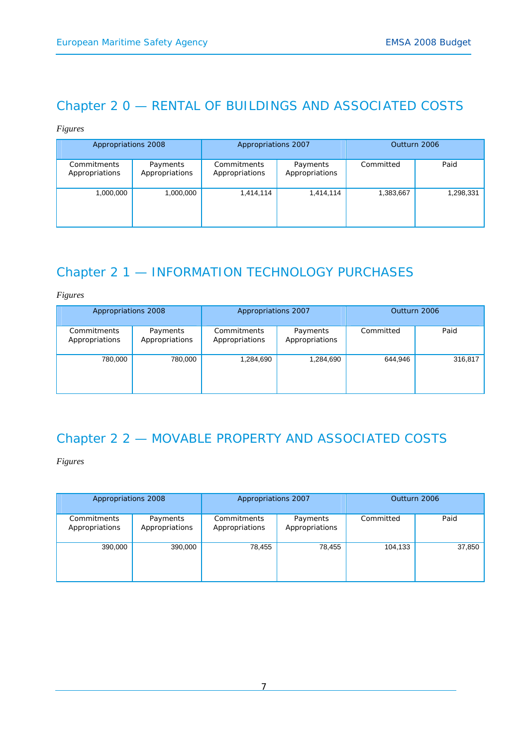## Chapter 2 0 — RENTAL OF BUILDINGS AND ASSOCIATED COSTS

*Figures*

| Appropriations 2008 | | Appropriations 2007 | | Outturn 2006 | |
|---|---|---|---|---|---|
| Commitments Appropriations | Payments Appropriations | Commitments Appropriations | Payments Appropriations | Committed | Paid |
| 1,000,000 | 1,000,000 | 1,414,114 | 1,414,114 | 1,383,667 | 1,298,331 |

## Chapter 2 1 — INFORMATION TECHNOLOGY PURCHASES

*Figures*

| Appropriations 2008 | | Appropriations 2007 | | Outturn 2006 | |
|---|---|---|---|---|---|
| Commitments Appropriations | Payments Appropriations | Commitments Appropriations | Payments Appropriations | Committed | Paid |
| 780,000 | 780,000 | 1,284,690 | 1,284,690 | 644,946 | 316,817 |

## Chapter 2 2 — MOVABLE PROPERTY AND ASSOCIATED COSTS

*Figures*

| Appropriations 2008 | | Appropriations 2007 | | Outturn 2006 | |
|---|---|---|---|---|---|
| Commitments Appropriations | Payments Appropriations | Commitments Appropriations | Payments Appropriations | Committed | Paid |
| 390,000 | 390,000 | 78,455 | 78,455 | 104,133 | 37,850 |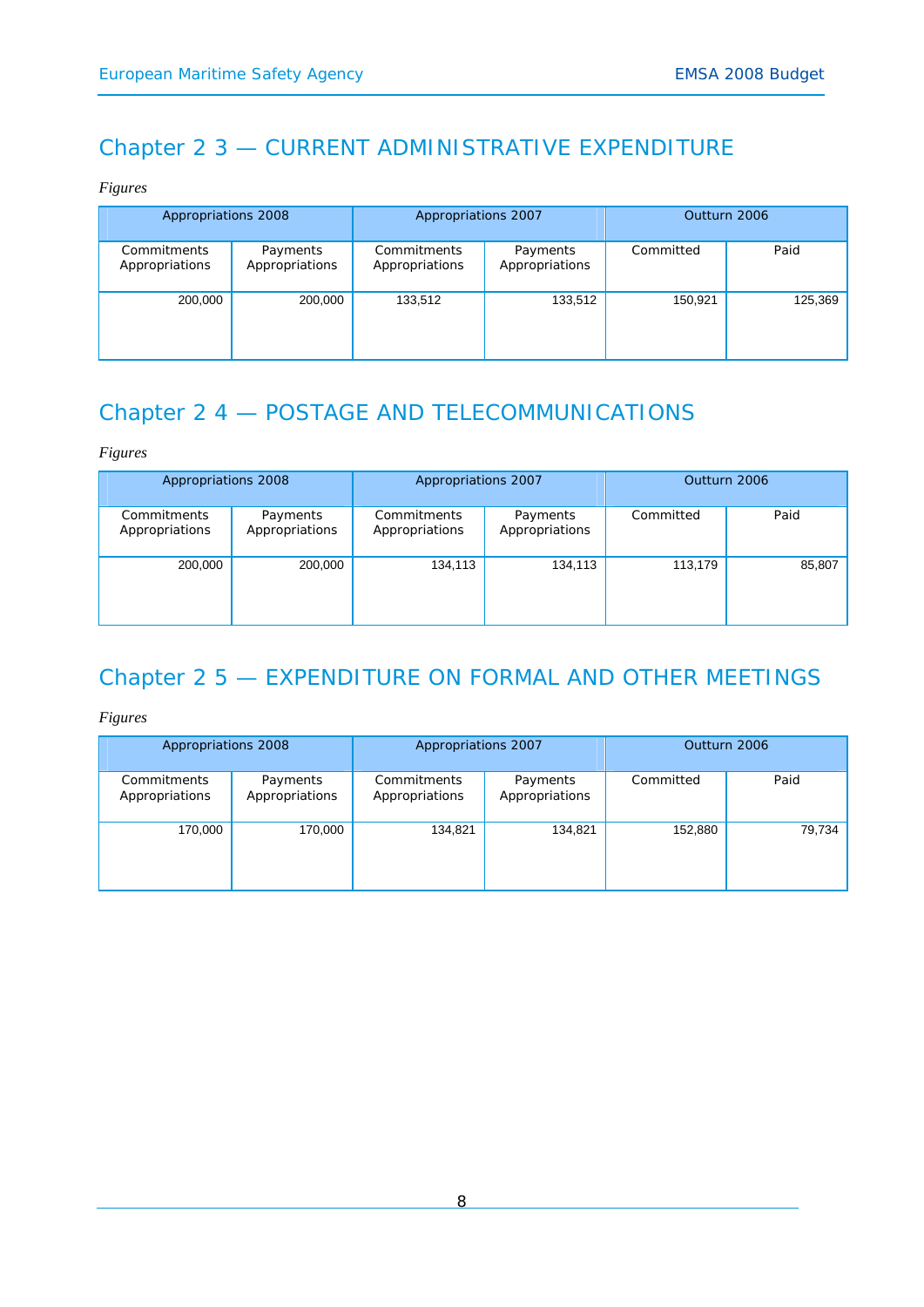## Chapter 2 3 — CURRENT ADMINISTRATIVE EXPENDITURE

*Figures*

| Appropriations 2008 | | Appropriations 2007 | | Outturn 2006 | |
|---|---|---|---|---|---|
| Commitments Appropriations | Payments Appropriations | Commitments Appropriations | Payments Appropriations | Committed | Paid |
| 200,000 | 200,000 | 133,512 | 133,512 | 150,921 | 125,369 |

## Chapter 2 4 — POSTAGE AND TELECOMMUNICATIONS

*Figures*

| Appropriations 2008 | | Appropriations 2007 | | Outturn 2006 | |
|---|---|---|---|---|---|
| Commitments Appropriations | Payments Appropriations | Commitments Appropriations | Payments Appropriations | Committed | Paid |
| 200,000 | 200,000 | 134,113 | 134,113 | 113,179 | 85,807 |

## Chapter 2 5 — EXPENDITURE ON FORMAL AND OTHER MEETINGS

*Figures*

| Appropriations 2008 | | Appropriations 2007 | | Outturn 2006 | |
|---|---|---|---|---|---|
| Commitments Appropriations | Payments Appropriations | Commitments Appropriations | Payments Appropriations | Committed | Paid |
| 170,000 | 170,000 | 134,821 | 134,821 | 152,880 | 79,734 |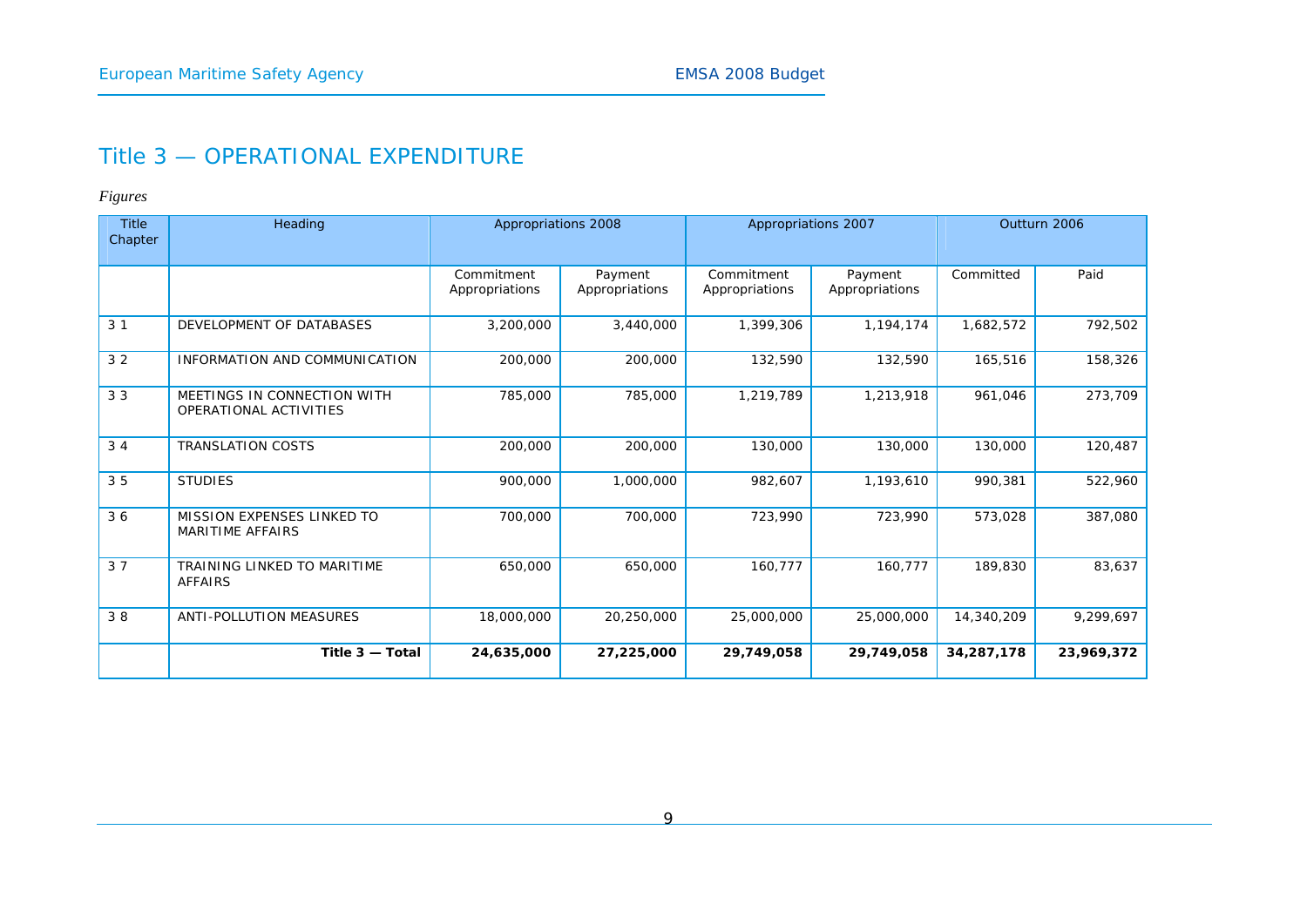# Title 3 — OPERATIONAL EXPENDITURE

*Figures*

| Title Chapter | Heading | Appropriations 2008 | | Appropriations 2007 | | Outturn 2006 | |
|---|---|---|---|---|---|---|---|
| | | Commitment Appropriations | Payment Appropriations | Commitment Appropriations | Payment Appropriations | Committed | Paid |
| 3 1 | DEVELOPMENT OF DATABASES | 3,200,000 | 3,440,000 | 1,399,306 | 1,194,174 | 1,682,572 | 792,502 |
| 3 2 | INFORMATION AND COMMUNICATION | 200,000 | 200,000 | 132,590 | 132,590 | 165,516 | 158,326 |
| 3 3 | MEETINGS IN CONNECTION WITH OPERATIONAL ACTIVITIES | 785,000 | 785,000 | 1,219,789 | 1,213,918 | 961,046 | 273,709 |
| 3 4 | TRANSLATION COSTS | 200,000 | 200,000 | 130,000 | 130,000 | 130,000 | 120,487 |
| 3 5 | STUDIES | 900,000 | 1,000,000 | 982,607 | 1,193,610 | 990,381 | 522,960 |
| 3 6 | MISSION EXPENSES LINKED TO MARITIME AFFAIRS | 700,000 | 700,000 | 723,990 | 723,990 | 573,028 | 387,080 |
| 3 7 | TRAINING LINKED TO MARITIME AFFAIRS | 650,000 | 650,000 | 160,777 | 160,777 | 189,830 | 83,637 |
| 3 8 | ANTI-POLLUTION MEASURES | 18,000,000 | 20,250,000 | 25,000,000 | 25,000,000 | 14,340,209 | 9,299,697 |
| | **Title 3 — Total** | **24,635,000** | **27,225,000** | **29,749,058** | **29,749,058** | **34,287,178** | **23,969,372** |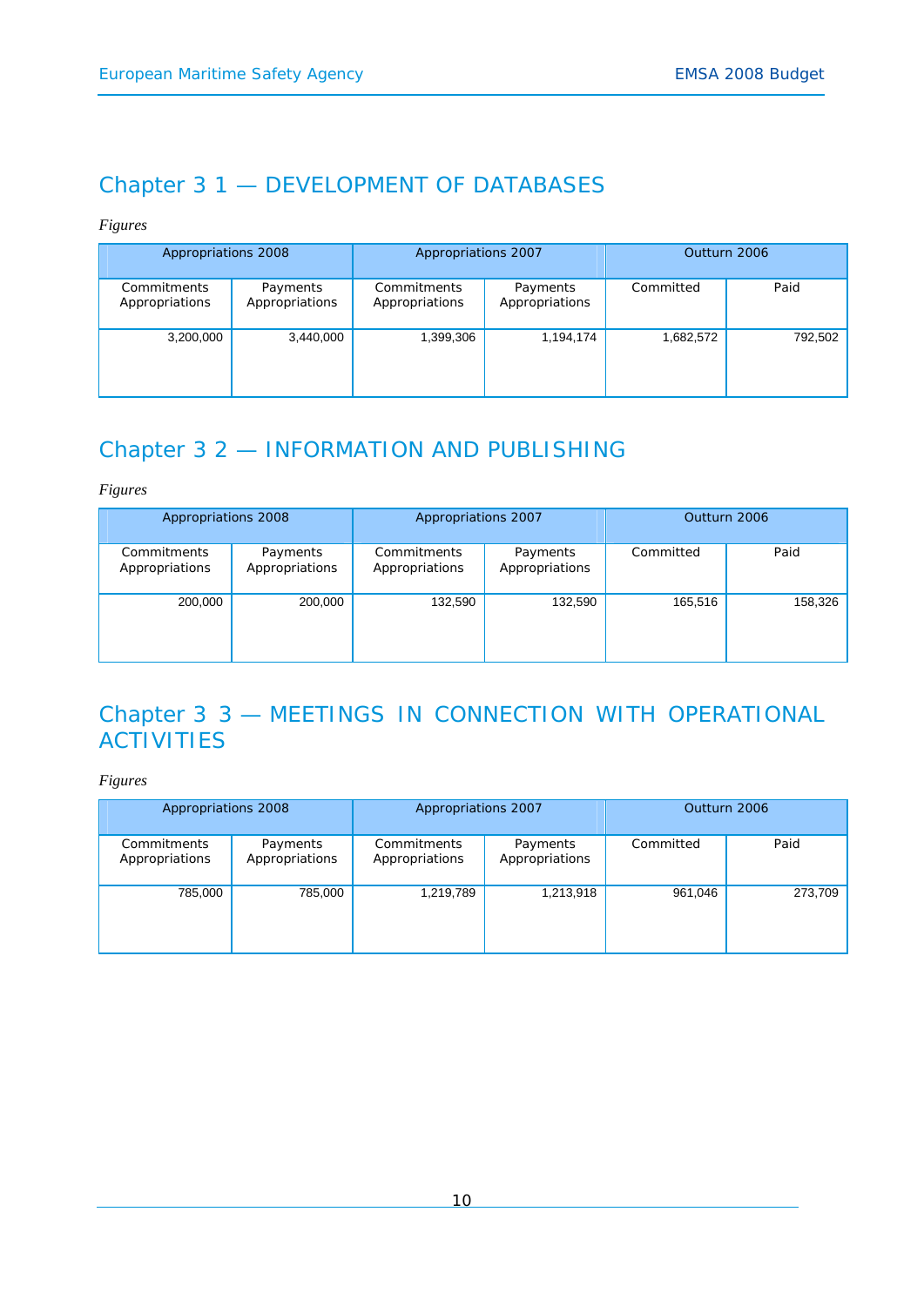## Chapter 3 1 — DEVELOPMENT OF DATABASES

*Figures*

| Appropriations 2008 | | Appropriations 2007 | | Outturn 2006 | |
|---|---|---|---|---|---|
| Commitments Appropriations | Payments Appropriations | Commitments Appropriations | Payments Appropriations | Committed | Paid |
| 3,200,000 | 3,440,000 | 1,399,306 | 1,194,174 | 1,682,572 | 792,502 |

## Chapter 3 2 — INFORMATION AND PUBLISHING

*Figures*

| Appropriations 2008 | | Appropriations 2007 | | Outturn 2006 | |
|---|---|---|---|---|---|
| Commitments Appropriations | Payments Appropriations | Commitments Appropriations | Payments Appropriations | Committed | Paid |
| 200,000 | 200,000 | 132,590 | 132,590 | 165,516 | 158,326 |

## Chapter 3 3 — MEETINGS IN CONNECTION WITH OPERATIONAL ACTIVITIES

*Figures*

| Appropriations 2008 | | Appropriations 2007 | | Outturn 2006 | |
|---|---|---|---|---|---|
| Commitments Appropriations | Payments Appropriations | Commitments Appropriations | Payments Appropriations | Committed | Paid |
| 785,000 | 785,000 | 1,219,789 | 1,213,918 | 961,046 | 273,709 |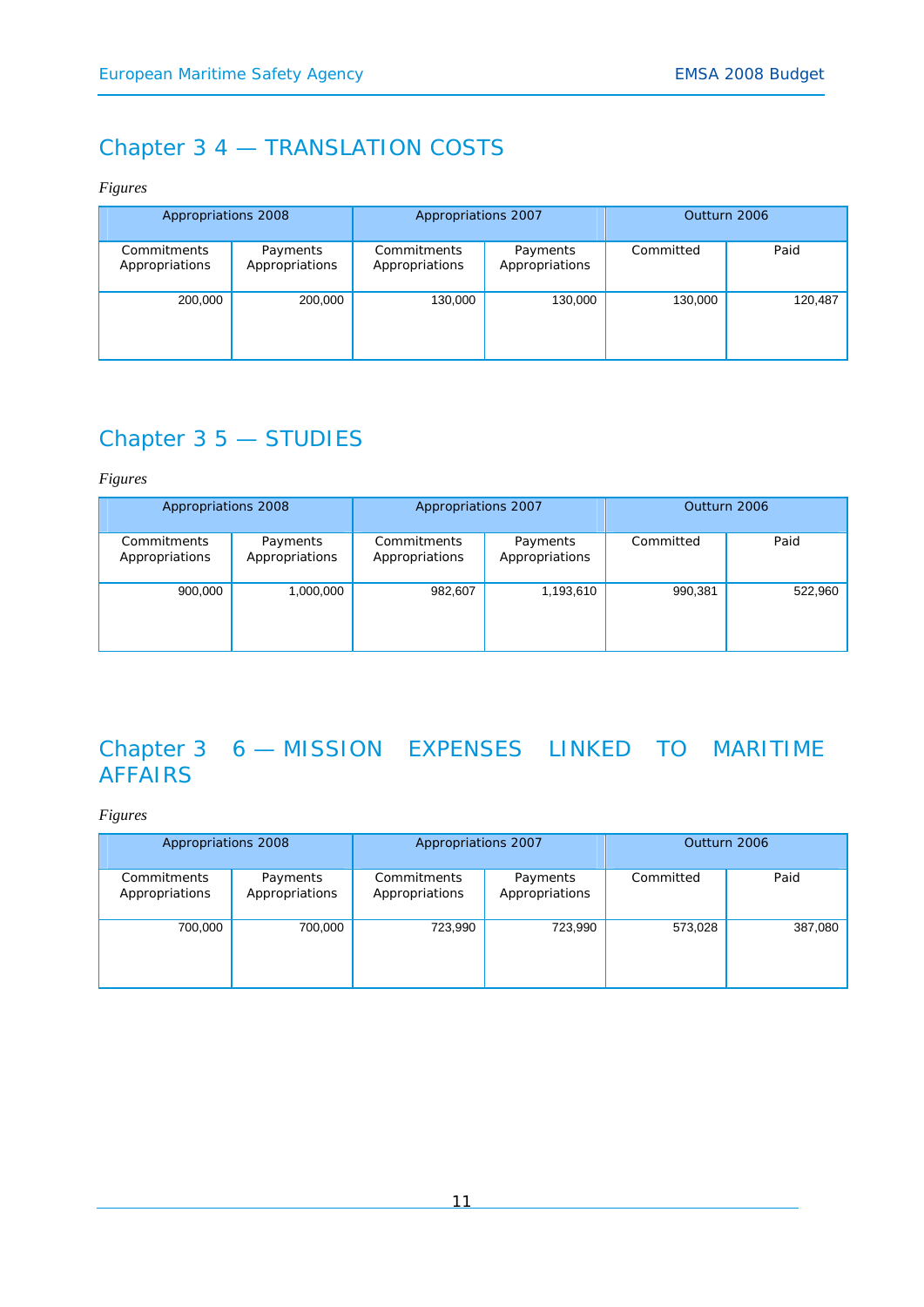## Chapter 3 4 — TRANSLATION COSTS

*Figures*

| Appropriations 2008 | | Appropriations 2007 | | Outturn 2006 | |
|---|---|---|---|---|---|
| Commitments Appropriations | Payments Appropriations | Commitments Appropriations | Payments Appropriations | Committed | Paid |
| 200,000 | 200,000 | 130,000 | 130,000 | 130,000 | 120,487 |

## Chapter 3 5 — STUDIES

*Figures*

| Appropriations 2008 | | Appropriations 2007 | | Outturn 2006 | |
|---|---|---|---|---|---|
| Commitments Appropriations | Payments Appropriations | Commitments Appropriations | Payments Appropriations | Committed | Paid |
| 900,000 | 1,000,000 | 982,607 | 1,193,610 | 990,381 | 522,960 |

## Chapter 3 6 — MISSION EXPENSES LINKED TO MARITIME AFFAIRS

*Figures*

| Appropriations 2008 | | Appropriations 2007 | | Outturn 2006 | |
|---|---|---|---|---|---|
| Commitments Appropriations | Payments Appropriations | Commitments Appropriations | Payments Appropriations | Committed | Paid |
| 700,000 | 700,000 | 723,990 | 723,990 | 573,028 | 387,080 |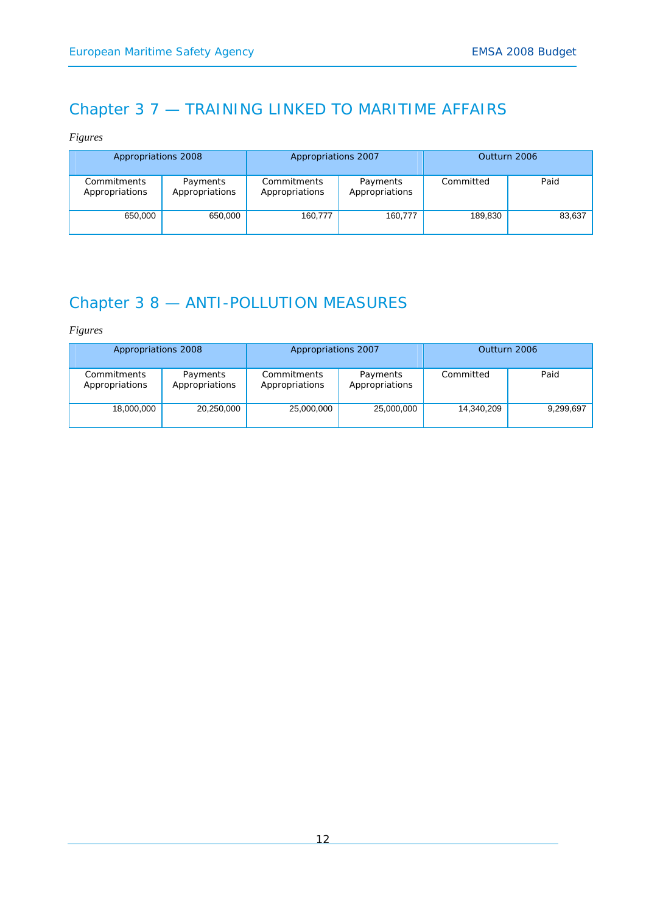## Chapter 3 7 — TRAINING LINKED TO MARITIME AFFAIRS

*Figures*

| Appropriations 2008 | | Appropriations 2007 | | Outturn 2006 | |
|---|---|---|---|---|---|
| Commitments Appropriations | Payments Appropriations | Commitments Appropriations | Payments Appropriations | Committed | Paid |
| 650,000 | 650,000 | 160,777 | 160,777 | 189,830 | 83,637 |

## Chapter 3 8 — ANTI-POLLUTION MEASURES

*Figures*

| Appropriations 2008 | | Appropriations 2007 | | Outturn 2006 | |
|---|---|---|---|---|---|
| Commitments Appropriations | Payments Appropriations | Commitments Appropriations | Payments Appropriations | Committed | Paid |
| 18,000,000 | 20,250,000 | 25,000,000 | 25,000,000 | 14,340,209 | 9,299,697 |